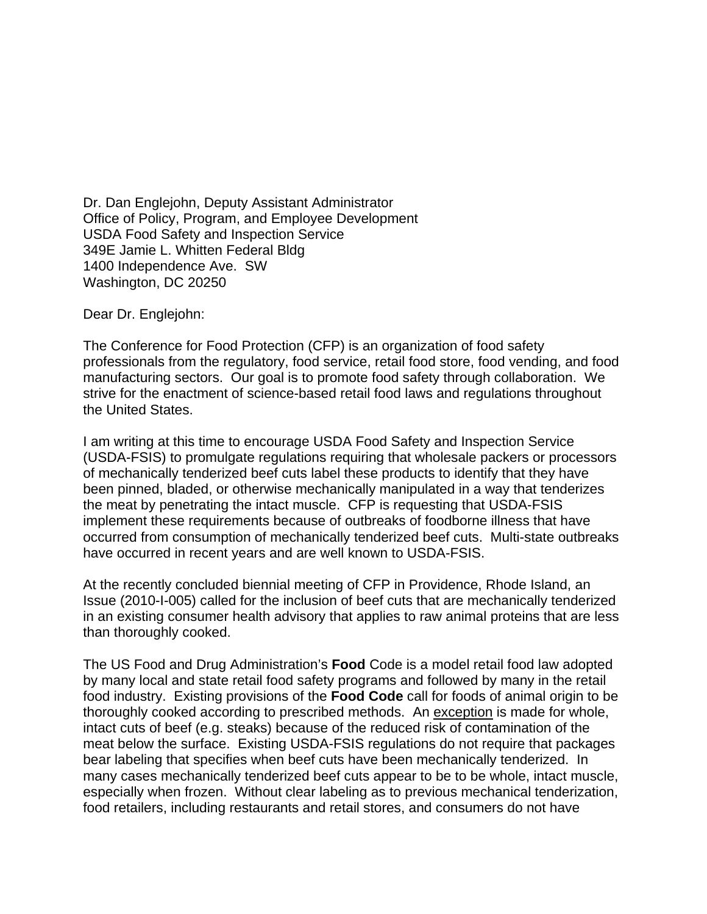Dr. Dan Englejohn, Deputy Assistant Administrator
Office of Policy, Program, and Employee Development
USDA Food Safety and Inspection Service
349E Jamie L. Whitten Federal Bldg
1400 Independence Ave. SW
Washington, DC 20250

Dear Dr. Englejohn:

The Conference for Food Protection (CFP) is an organization of food safety professionals from the regulatory, food service, retail food store, food vending, and food manufacturing sectors. Our goal is to promote food safety through collaboration. We strive for the enactment of science-based retail food laws and regulations throughout the United States.

I am writing at this time to encourage USDA Food Safety and Inspection Service (USDA-FSIS) to promulgate regulations requiring that wholesale packers or processors of mechanically tenderized beef cuts label these products to identify that they have been pinned, bladed, or otherwise mechanically manipulated in a way that tenderizes the meat by penetrating the intact muscle. CFP is requesting that USDA-FSIS implement these requirements because of outbreaks of foodborne illness that have occurred from consumption of mechanically tenderized beef cuts. Multi-state outbreaks have occurred in recent years and are well known to USDA-FSIS.

At the recently concluded biennial meeting of CFP in Providence, Rhode Island, an Issue (2010-I-005) called for the inclusion of beef cuts that are mechanically tenderized in an existing consumer health advisory that applies to raw animal proteins that are less than thoroughly cooked.

The US Food and Drug Administration's **Food** Code is a model retail food law adopted by many local and state retail food safety programs and followed by many in the retail food industry. Existing provisions of the **Food Code** call for foods of animal origin to be thoroughly cooked according to prescribed methods. An <u>exception</u> is made for whole, intact cuts of beef (e.g. steaks) because of the reduced risk of contamination of the meat below the surface. Existing USDA-FSIS regulations do not require that packages bear labeling that specifies when beef cuts have been mechanically tenderized. In many cases mechanically tenderized beef cuts appear to be to be whole, intact muscle, especially when frozen. Without clear labeling as to previous mechanical tenderization, food retailers, including restaurants and retail stores, and consumers do not have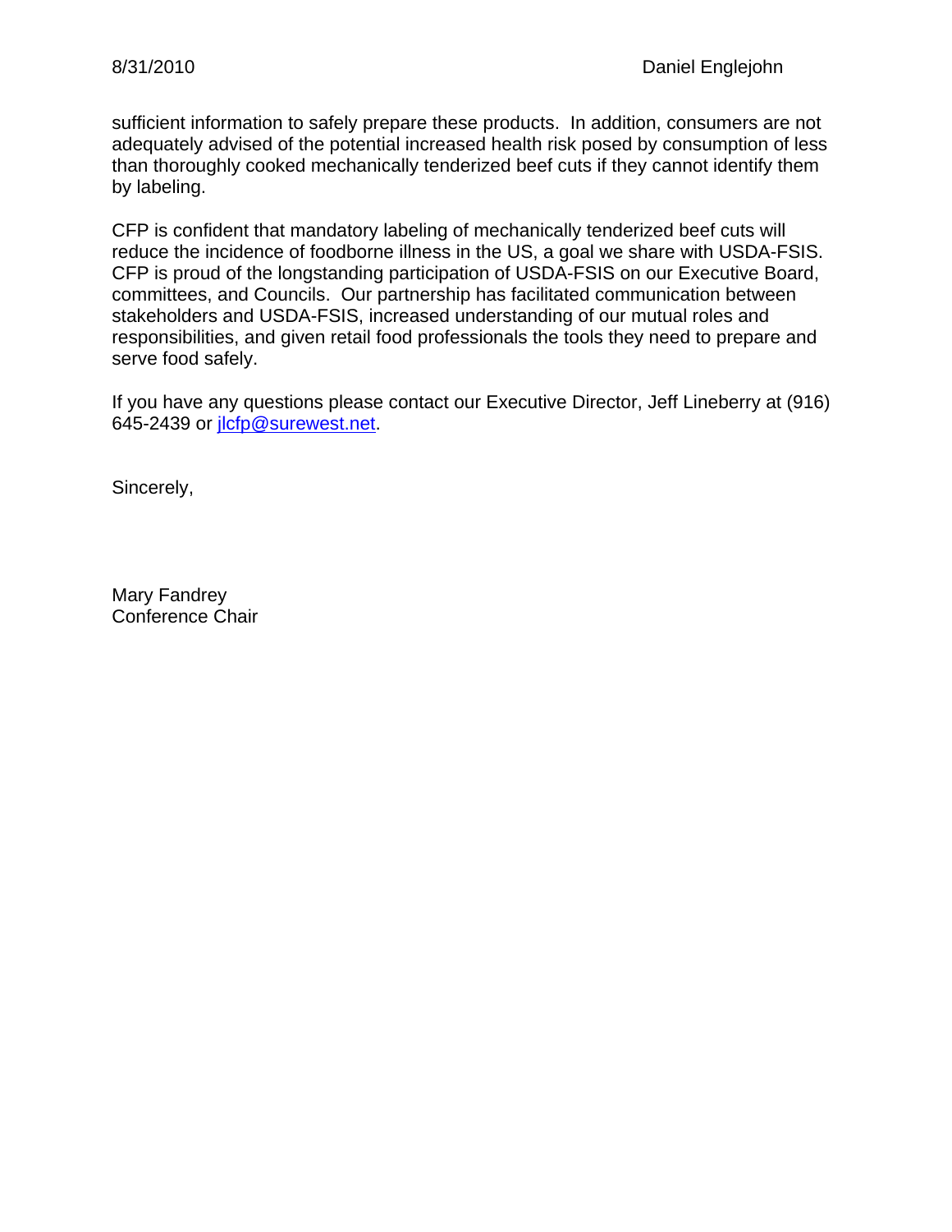sufficient information to safely prepare these products. In addition, consumers are not adequately advised of the potential increased health risk posed by consumption of less than thoroughly cooked mechanically tenderized beef cuts if they cannot identify them by labeling.

CFP is confident that mandatory labeling of mechanically tenderized beef cuts will reduce the incidence of foodborne illness in the US, a goal we share with USDA-FSIS. CFP is proud of the longstanding participation of USDA-FSIS on our Executive Board, committees, and Councils. Our partnership has facilitated communication between stakeholders and USDA-FSIS, increased understanding of our mutual roles and responsibilities, and given retail food professionals the tools they need to prepare and serve food safely.

If you have any questions please contact our Executive Director, Jeff Lineberry at (916) 645-2439 or jlcfp@surewest.net.

Sincerely,

Mary Fandrey
Conference Chair